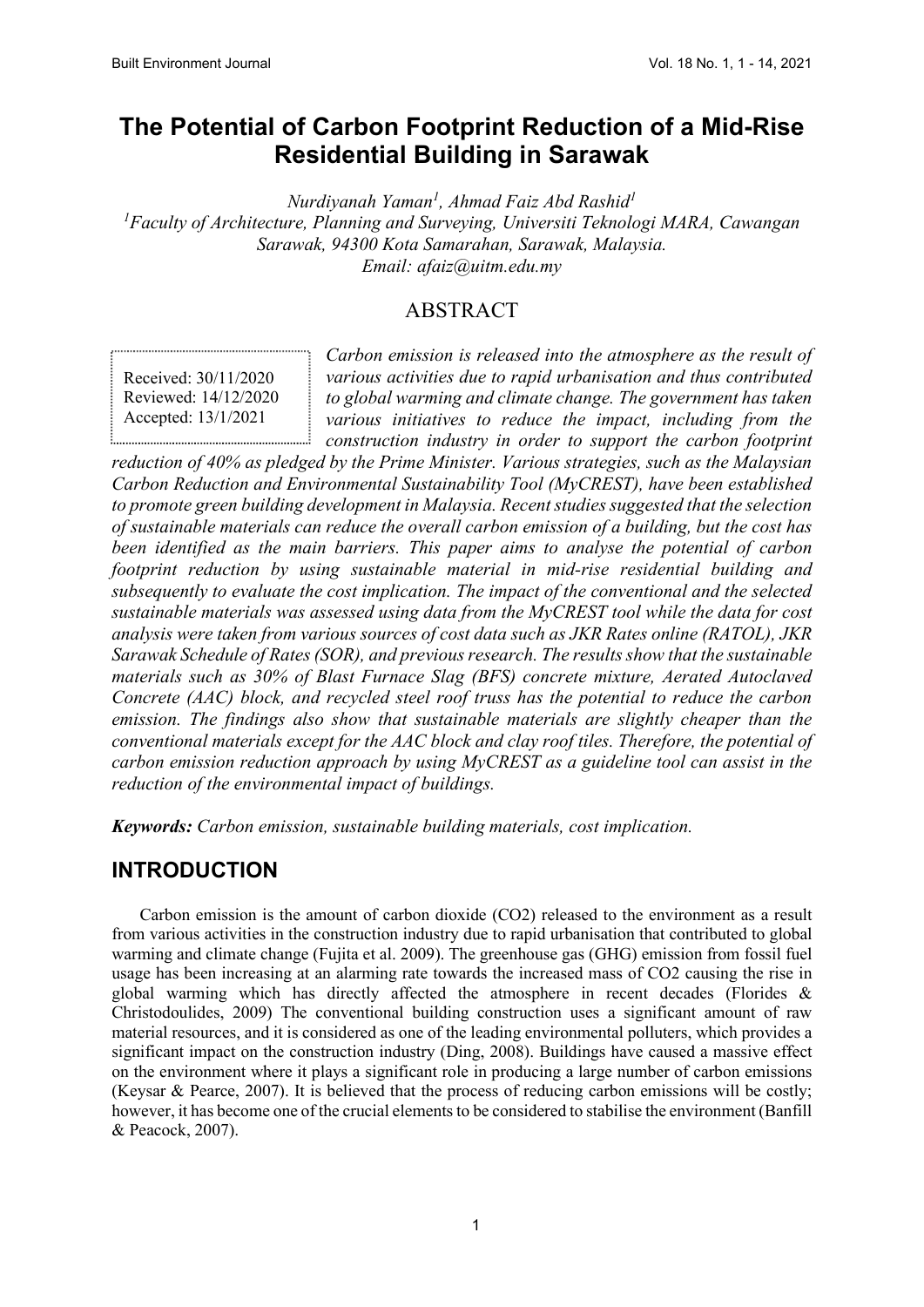# The Potential of Carbon Footprint Reduction of a Mid-Rise Residential Building in Sarawak

*Nurdiyanah Yaman*[1], *Ahmad Faiz Abd Rashid*[1]

[1]*Faculty of Architecture, Planning and Surveying, Universiti Teknologi MARA, Cawangan Sarawak, 94300 Kota Samarahan, Sarawak, Malaysia.*
*Email: afaiz@uitm.edu.my*

## ABSTRACT

Received: 30/11/2020
Reviewed: 14/12/2020
Accepted: 13/1/2021

*Carbon emission is released into the atmosphere as the result of various activities due to rapid urbanisation and thus contributed to global warming and climate change. The government has taken various initiatives to reduce the impact, including from the construction industry in order to support the carbon footprint reduction of 40% as pledged by the Prime Minister. Various strategies, such as the Malaysian Carbon Reduction and Environmental Sustainability Tool (MyCREST), have been established to promote green building development in Malaysia. Recent studies suggested that the selection of sustainable materials can reduce the overall carbon emission of a building, but the cost has been identified as the main barriers. This paper aims to analyse the potential of carbon footprint reduction by using sustainable material in mid-rise residential building and subsequently to evaluate the cost implication. The impact of the conventional and the selected sustainable materials was assessed using data from the MyCREST tool while the data for cost analysis were taken from various sources of cost data such as JKR Rates online (RATOL), JKR Sarawak Schedule of Rates (SOR), and previous research. The results show that the sustainable materials such as 30% of Blast Furnace Slag (BFS) concrete mixture, Aerated Autoclaved Concrete (AAC) block, and recycled steel roof truss has the potential to reduce the carbon emission. The findings also show that sustainable materials are slightly cheaper than the conventional materials except for the AAC block and clay roof tiles. Therefore, the potential of carbon emission reduction approach by using MyCREST as a guideline tool can assist in the reduction of the environmental impact of buildings.*

***Keywords:*** *Carbon emission, sustainable building materials, cost implication.*

## INTRODUCTION

Carbon emission is the amount of carbon dioxide (CO2) released to the environment as a result from various activities in the construction industry due to rapid urbanisation that contributed to global warming and climate change (Fujita et al. 2009). The greenhouse gas (GHG) emission from fossil fuel usage has been increasing at an alarming rate towards the increased mass of CO2 causing the rise in global warming which has directly affected the atmosphere in recent decades (Florides & Christodoulides, 2009) The conventional building construction uses a significant amount of raw material resources, and it is considered as one of the leading environmental polluters, which provides a significant impact on the construction industry (Ding, 2008). Buildings have caused a massive effect on the environment where it plays a significant role in producing a large number of carbon emissions (Keysar & Pearce, 2007). It is believed that the process of reducing carbon emissions will be costly; however, it has become one of the crucial elements to be considered to stabilise the environment (Banfill & Peacock, 2007).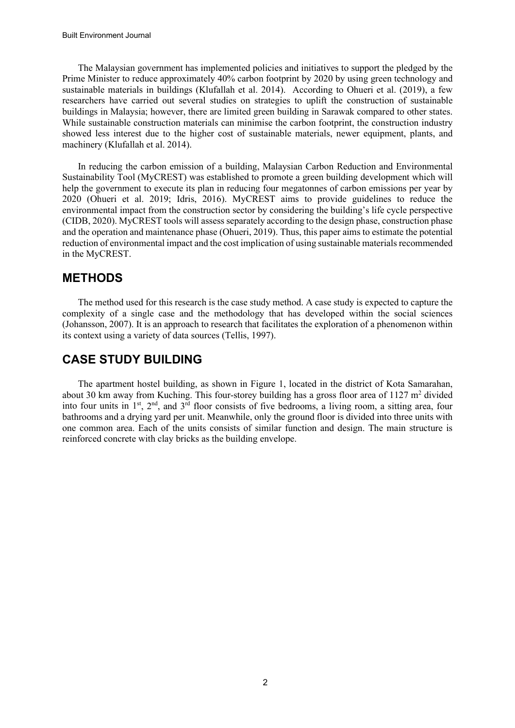The Malaysian government has implemented policies and initiatives to support the pledged by the Prime Minister to reduce approximately 40% carbon footprint by 2020 by using green technology and sustainable materials in buildings (Klufallah et al. 2014). According to Ohueri et al. (2019), a few researchers have carried out several studies on strategies to uplift the construction of sustainable buildings in Malaysia; however, there are limited green building in Sarawak compared to other states. While sustainable construction materials can minimise the carbon footprint, the construction industry showed less interest due to the higher cost of sustainable materials, newer equipment, plants, and machinery (Klufallah et al. 2014).

In reducing the carbon emission of a building, Malaysian Carbon Reduction and Environmental Sustainability Tool (MyCREST) was established to promote a green building development which will help the government to execute its plan in reducing four megatonnes of carbon emissions per year by 2020 (Ohueri et al. 2019; Idris, 2016). MyCREST aims to provide guidelines to reduce the environmental impact from the construction sector by considering the building's life cycle perspective (CIDB, 2020). MyCREST tools will assess separately according to the design phase, construction phase and the operation and maintenance phase (Ohueri, 2019). Thus, this paper aims to estimate the potential reduction of environmental impact and the cost implication of using sustainable materials recommended in the MyCREST.

## METHODS

The method used for this research is the case study method. A case study is expected to capture the complexity of a single case and the methodology that has developed within the social sciences (Johansson, 2007). It is an approach to research that facilitates the exploration of a phenomenon within its context using a variety of data sources (Tellis, 1997).

## CASE STUDY BUILDING

The apartment hostel building, as shown in Figure 1, located in the district of Kota Samarahan, about 30 km away from Kuching. This four-storey building has a gross floor area of 1127 $m^2$ divided into four units in $1^{st}$, $2^{nd}$, and $3^{rd}$ floor consists of five bedrooms, a living room, a sitting area, four bathrooms and a drying yard per unit. Meanwhile, only the ground floor is divided into three units with one common area. Each of the units consists of similar function and design. The main structure is reinforced concrete with clay bricks as the building envelope.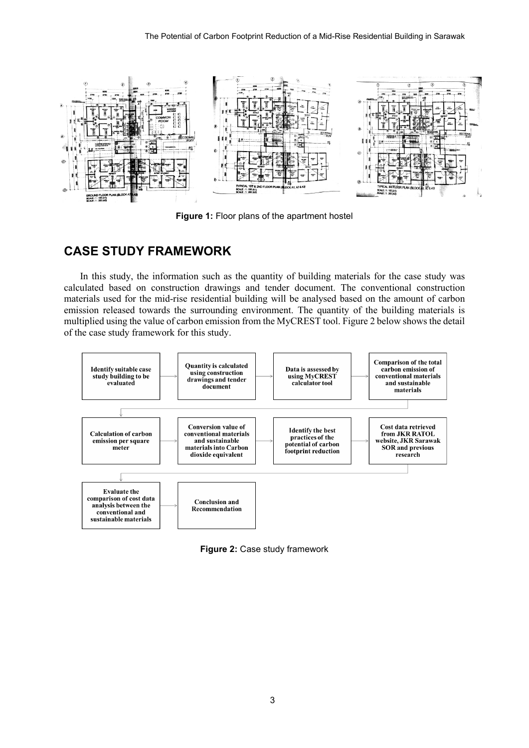**Figure 1:** Floor plans of the apartment hostel

## CASE STUDY FRAMEWORK

In this study, the information such as the quantity of building materials for the case study was calculated based on construction drawings and tender document. The conventional construction materials used for the mid-rise residential building will be analysed based on the amount of carbon emission released towards the surrounding environment. The quantity of the building materials is multiplied using the value of carbon emission from the MyCREST tool. Figure 2 below shows the detail of the case study framework for this study.

**Figure 2:** Case study framework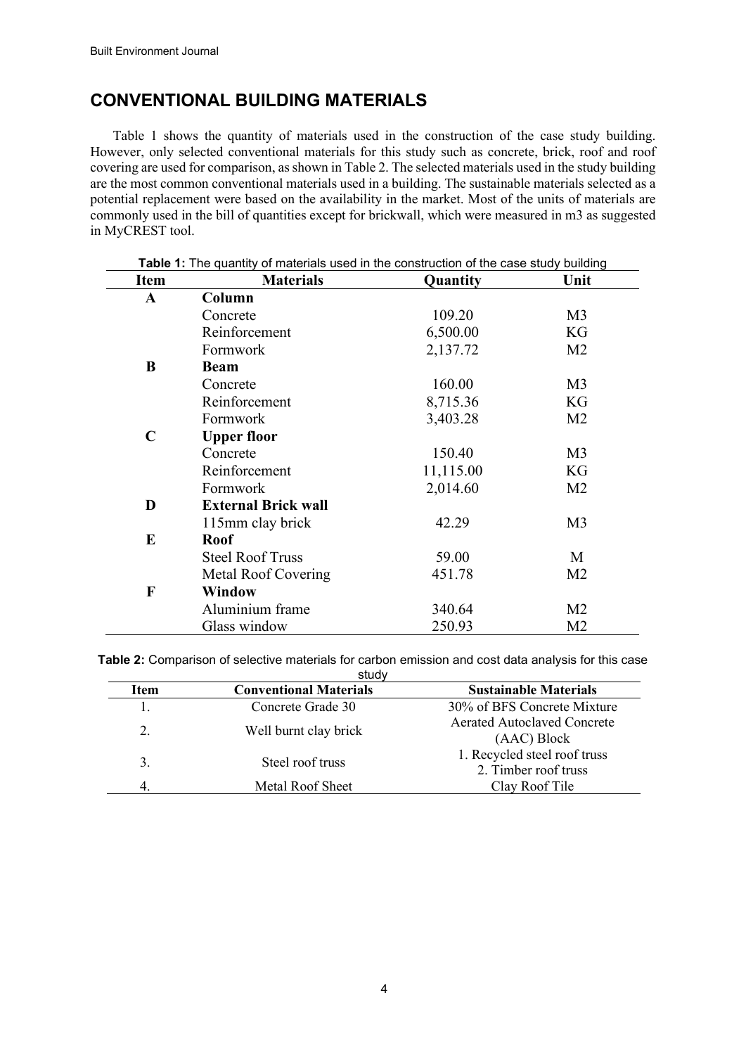## CONVENTIONAL BUILDING MATERIALS

Table 1 shows the quantity of materials used in the construction of the case study building. However, only selected conventional materials for this study such as concrete, brick, roof and roof covering are used for comparison, as shown in Table 2. The selected materials used in the study building are the most common conventional materials used in a building. The sustainable materials selected as a potential replacement were based on the availability in the market. Most of the units of materials are commonly used in the bill of quantities except for brickwall, which were measured in m3 as suggested in MyCREST tool.

**Table 1:** The quantity of materials used in the construction of the case study building

| Item | Materials | Quantity | Unit |
|---|---|---|---|
| **A** | **Column** | | |
| | Concrete | 109.20 | M3 |
| | Reinforcement | 6,500.00 | KG |
| | Formwork | 2,137.72 | M2 |
| **B** | **Beam** | | |
| | Concrete | 160.00 | M3 |
| | Reinforcement | 8,715.36 | KG |
| | Formwork | 3,403.28 | M2 |
| **C** | **Upper floor** | | |
| | Concrete | 150.40 | M3 |
| | Reinforcement | 11,115.00 | KG |
| | Formwork | 2,014.60 | M2 |
| **D** | **External Brick wall** | | |
| | 115mm clay brick | 42.29 | M3 |
| **E** | **Roof** | | |
| | Steel Roof Truss | 59.00 | M |
| | Metal Roof Covering | 451.78 | M2 |
| **F** | **Window** | | |
| | Aluminium frame | 340.64 | M2 |
| | Glass window | 250.93 | M2 |

**Table 2:** Comparison of selective materials for carbon emission and cost data analysis for this case study

| Item | Conventional Materials | Sustainable Materials |
|---|---|---|
| 1. | Concrete Grade 30 | 30% of BFS Concrete Mixture |
| 2. | Well burnt clay brick | Aerated Autoclaved Concrete (AAC) Block |
| 3. | Steel roof truss | 1. Recycled steel roof truss<br>2. Timber roof truss |
| 4. | Metal Roof Sheet | Clay Roof Tile |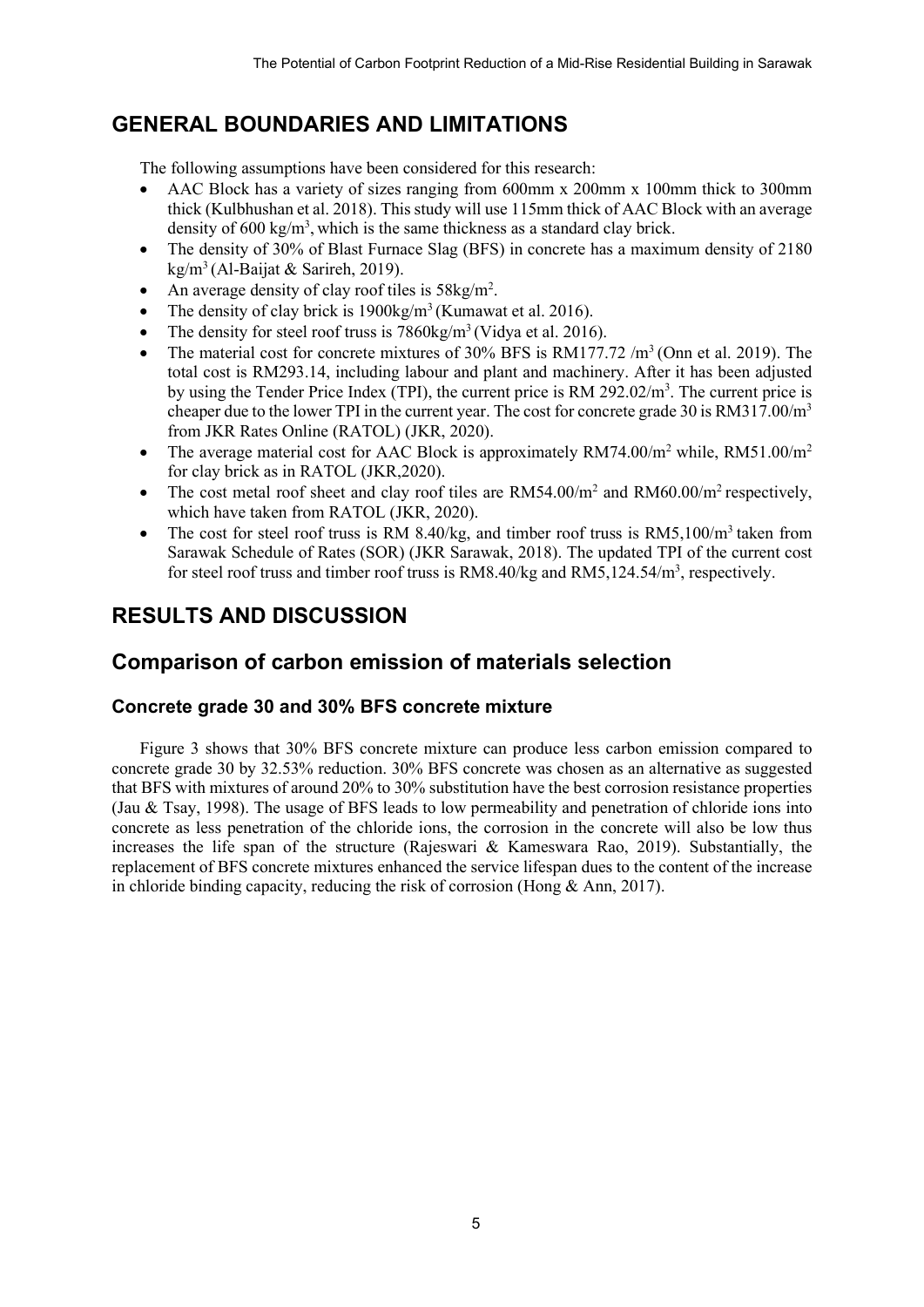## GENERAL BOUNDARIES AND LIMITATIONS

The following assumptions have been considered for this research:

- AAC Block has a variety of sizes ranging from 600mm x 200mm x 100mm thick to 300mm thick (Kulbhushan et al. 2018). This study will use 115mm thick of AAC Block with an average density of 600 kg/m$^3$, which is the same thickness as a standard clay brick.
- The density of 30% of Blast Furnace Slag (BFS) in concrete has a maximum density of 2180 kg/m$^3$ (Al-Baijat & Sarireh, 2019).
- An average density of clay roof tiles is 58kg/m$^2$.
- The density of clay brick is 1900kg/m$^3$ (Kumawat et al. 2016).
- The density for steel roof truss is 7860kg/m$^3$ (Vidya et al. 2016).
- The material cost for concrete mixtures of 30% BFS is RM177.72 /m$^3$ (Onn et al. 2019). The total cost is RM293.14, including labour and plant and machinery. After it has been adjusted by using the Tender Price Index (TPI), the current price is RM 292.02/m$^3$. The current price is cheaper due to the lower TPI in the current year. The cost for concrete grade 30 is RM317.00/m$^3$ from JKR Rates Online (RATOL) (JKR, 2020).
- The average material cost for AAC Block is approximately RM74.00/m$^2$ while, RM51.00/m$^2$ for clay brick as in RATOL (JKR,2020).
- The cost metal roof sheet and clay roof tiles are RM54.00/m$^2$ and RM60.00/m$^2$ respectively, which have taken from RATOL (JKR, 2020).
- The cost for steel roof truss is RM 8.40/kg, and timber roof truss is RM5,100/m$^3$ taken from Sarawak Schedule of Rates (SOR) (JKR Sarawak, 2018). The updated TPI of the current cost for steel roof truss and timber roof truss is RM8.40/kg and RM5,124.54/m$^3$, respectively.

## RESULTS AND DISCUSSION

## Comparison of carbon emission of materials selection

### Concrete grade 30 and 30% BFS concrete mixture

Figure 3 shows that 30% BFS concrete mixture can produce less carbon emission compared to concrete grade 30 by 32.53% reduction. 30% BFS concrete was chosen as an alternative as suggested that BFS with mixtures of around 20% to 30% substitution have the best corrosion resistance properties (Jau & Tsay, 1998). The usage of BFS leads to low permeability and penetration of chloride ions into concrete as less penetration of the chloride ions, the corrosion in the concrete will also be low thus increases the life span of the structure (Rajeswari & Kameswara Rao, 2019). Substantially, the replacement of BFS concrete mixtures enhanced the service lifespan dues to the content of the increase in chloride binding capacity, reducing the risk of corrosion (Hong & Ann, 2017).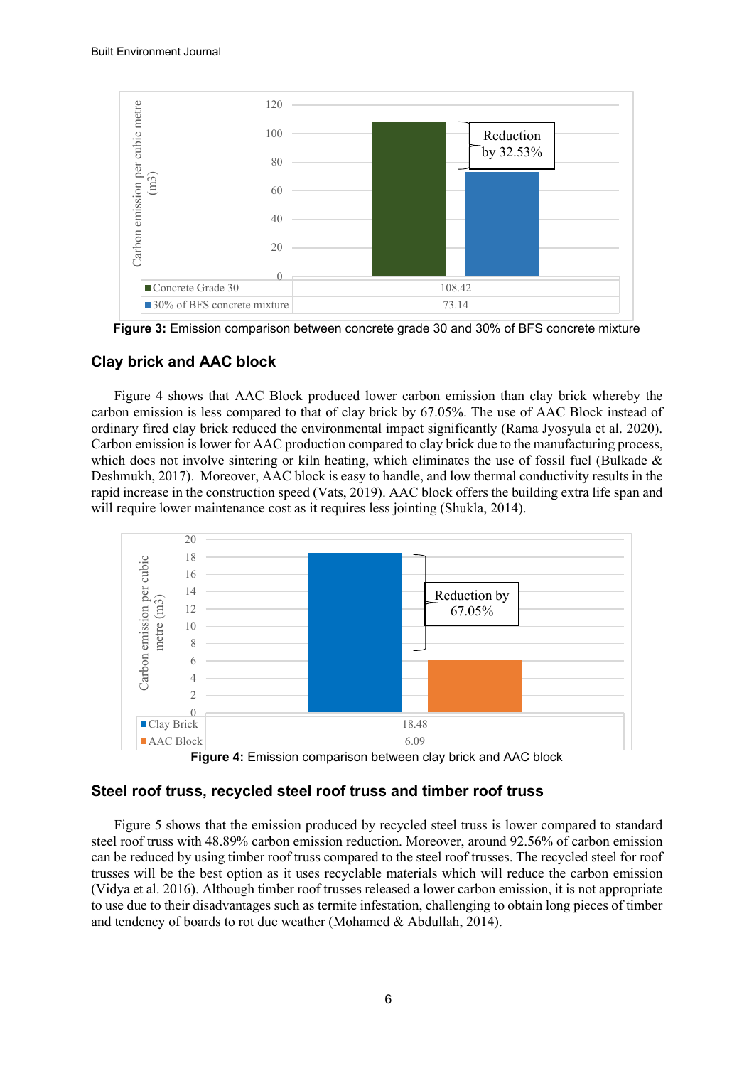| | Carbon emission per cubic metre (m3) |
|---|---|
| Concrete Grade 30 | 108.42 |
| 30% of BFS concrete mixture | 73.14 |

Reduction by 32.53%

**Figure 3:** Emission comparison between concrete grade 30 and 30% of BFS concrete mixture

### Clay brick and AAC block

Figure 4 shows that AAC Block produced lower carbon emission than clay brick whereby the carbon emission is less compared to that of clay brick by 67.05%. The use of AAC Block instead of ordinary fired clay brick reduced the environmental impact significantly (Rama Jyosyula et al. 2020). Carbon emission is lower for AAC production compared to clay brick due to the manufacturing process, which does not involve sintering or kiln heating, which eliminates the use of fossil fuel (Bulkade & Deshmukh, 2017). Moreover, AAC block is easy to handle, and low thermal conductivity results in the rapid increase in the construction speed (Vats, 2019). AAC block offers the building extra life span and will require lower maintenance cost as it requires less jointing (Shukla, 2014).

| | Carbon emission per cubic metre (m3) |
|---|---|
| Clay Brick | 18.48 |
| AAC Block | 6.09 |

Reduction by 67.05%

**Figure 4:** Emission comparison between clay brick and AAC block

### Steel roof truss, recycled steel roof truss and timber roof truss

Figure 5 shows that the emission produced by recycled steel truss is lower compared to standard steel roof truss with 48.89% carbon emission reduction. Moreover, around 92.56% of carbon emission can be reduced by using timber roof truss compared to the steel roof trusses. The recycled steel for roof trusses will be the best option as it uses recyclable materials which will reduce the carbon emission (Vidya et al. 2016). Although timber roof trusses released a lower carbon emission, it is not appropriate to use due to their disadvantages such as termite infestation, challenging to obtain long pieces of timber and tendency of boards to rot due weather (Mohamed & Abdullah, 2014).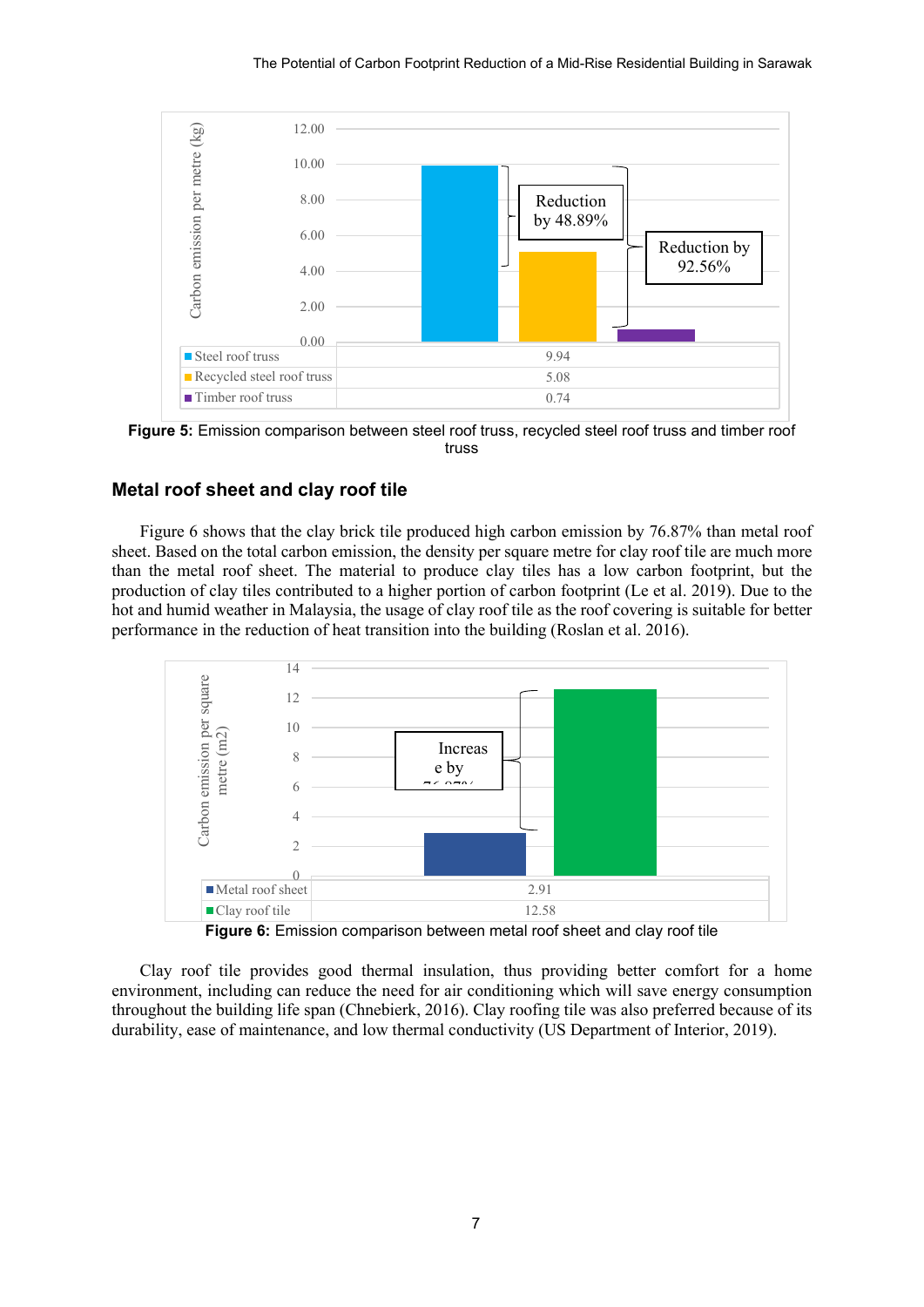| | |
|---|---|
| Steel roof truss | 9.94 |
| Recycled steel roof truss | 5.08 |
| Timber roof truss | 0.74 |

**Figure 5:** Emission comparison between steel roof truss, recycled steel roof truss and timber roof truss

### Metal roof sheet and clay roof tile

Figure 6 shows that the clay brick tile produced high carbon emission by 76.87% than metal roof sheet. Based on the total carbon emission, the density per square metre for clay roof tile are much more than the metal roof sheet. The material to produce clay tiles has a low carbon footprint, but the production of clay tiles contributed to a higher portion of carbon footprint (Le et al. 2019). Due to the hot and humid weather in Malaysia, the usage of clay roof tile as the roof covering is suitable for better performance in the reduction of heat transition into the building (Roslan et al. 2016).

| | |
|---|---|
| Metal roof sheet | 2.91 |
| Clay roof tile | 12.58 |

**Figure 6:** Emission comparison between metal roof sheet and clay roof tile

Clay roof tile provides good thermal insulation, thus providing better comfort for a home environment, including can reduce the need for air conditioning which will save energy consumption throughout the building life span (Chnebierk, 2016). Clay roofing tile was also preferred because of its durability, ease of maintenance, and low thermal conductivity (US Department of Interior, 2019).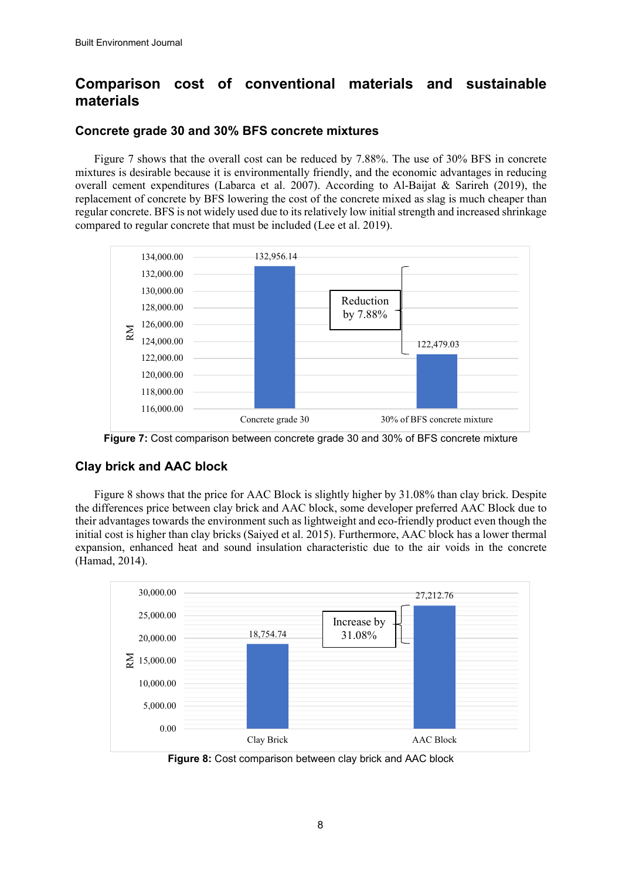## Comparison cost of conventional materials and sustainable materials

### Concrete grade 30 and 30% BFS concrete mixtures

Figure 7 shows that the overall cost can be reduced by 7.88%. The use of 30% BFS in concrete mixtures is desirable because it is environmentally friendly, and the economic advantages in reducing overall cement expenditures (Labarca et al. 2007). According to Al-Baijat & Sarireh (2019), the replacement of concrete by BFS lowering the cost of the concrete mixed as slag is much cheaper than regular concrete. BFS is not widely used due to its relatively low initial strength and increased shrinkage compared to regular concrete that must be included (Lee et al. 2019).

**Figure 7:** Cost comparison between concrete grade 30 and 30% of BFS concrete mixture

### Clay brick and AAC block

Figure 8 shows that the price for AAC Block is slightly higher by 31.08% than clay brick. Despite the differences price between clay brick and AAC block, some developer preferred AAC Block due to their advantages towards the environment such as lightweight and eco-friendly product even though the initial cost is higher than clay bricks (Saiyed et al. 2015). Furthermore, AAC block has a lower thermal expansion, enhanced heat and sound insulation characteristic due to the air voids in the concrete (Hamad, 2014).

**Figure 8:** Cost comparison between clay brick and AAC block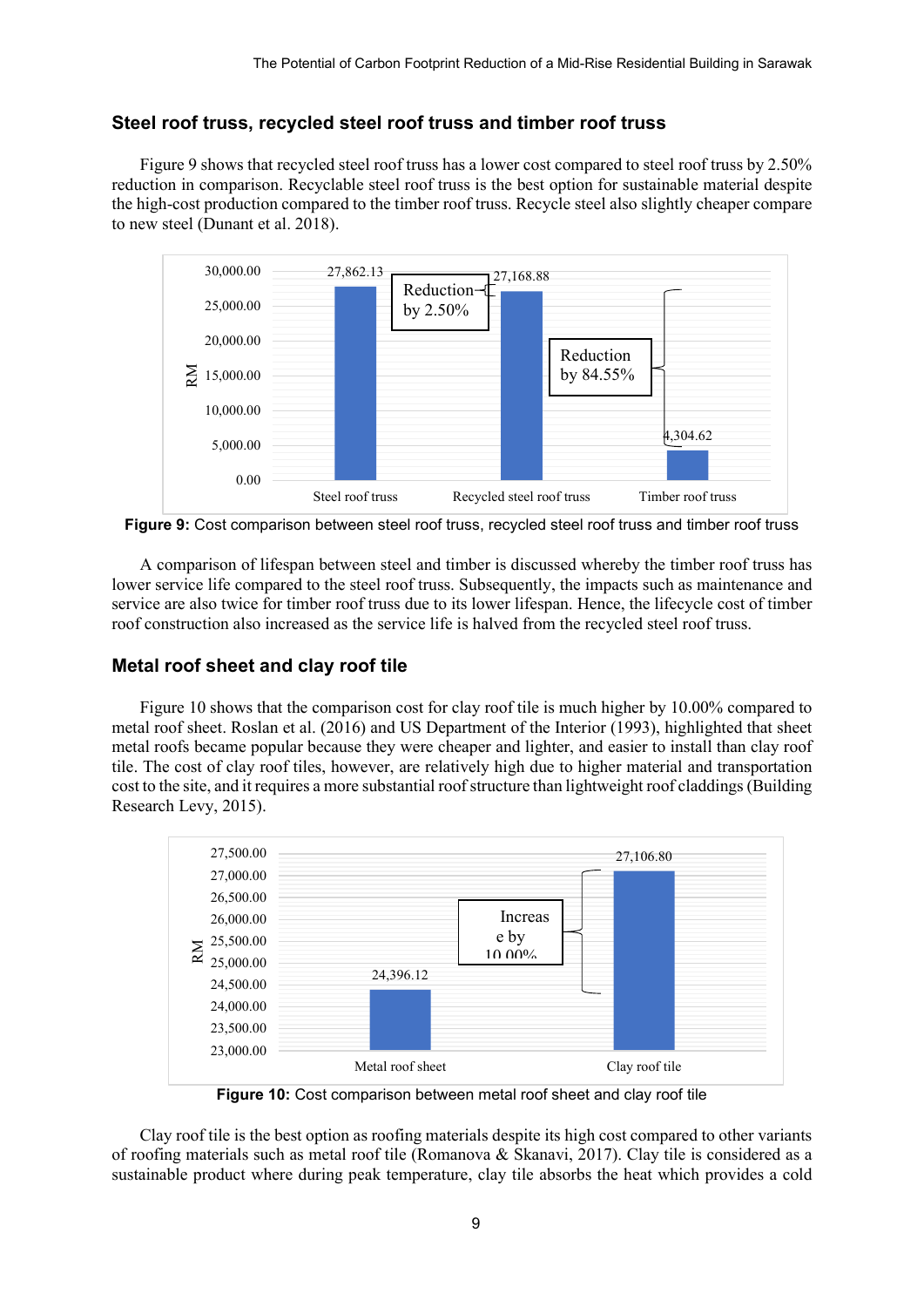### Steel roof truss, recycled steel roof truss and timber roof truss

Figure 9 shows that recycled steel roof truss has a lower cost compared to steel roof truss by 2.50% reduction in comparison. Recyclable steel roof truss is the best option for sustainable material despite the high-cost production compared to the timber roof truss. Recycle steel also slightly cheaper compare to new steel (Dunant et al. 2018).

**Figure 9:** Cost comparison between steel roof truss, recycled steel roof truss and timber roof truss

A comparison of lifespan between steel and timber is discussed whereby the timber roof truss has lower service life compared to the steel roof truss. Subsequently, the impacts such as maintenance and service are also twice for timber roof truss due to its lower lifespan. Hence, the lifecycle cost of timber roof construction also increased as the service life is halved from the recycled steel roof truss.

### Metal roof sheet and clay roof tile

Figure 10 shows that the comparison cost for clay roof tile is much higher by 10.00% compared to metal roof sheet. Roslan et al. (2016) and US Department of the Interior (1993), highlighted that sheet metal roofs became popular because they were cheaper and lighter, and easier to install than clay roof tile. The cost of clay roof tiles, however, are relatively high due to higher material and transportation cost to the site, and it requires a more substantial roof structure than lightweight roof claddings (Building Research Levy, 2015).

**Figure 10:** Cost comparison between metal roof sheet and clay roof tile

Clay roof tile is the best option as roofing materials despite its high cost compared to other variants of roofing materials such as metal roof tile (Romanova & Skanavi, 2017). Clay tile is considered as a sustainable product where during peak temperature, clay tile absorbs the heat which provides a cold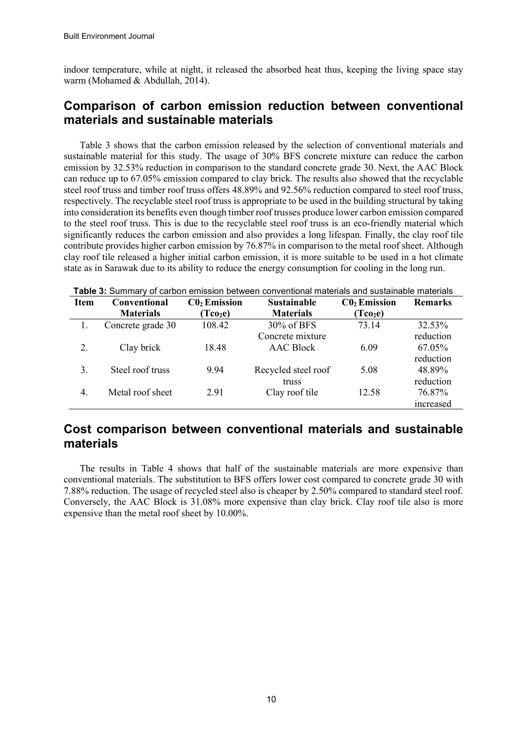indoor temperature, while at night, it released the absorbed heat thus, keeping the living space stay warm (Mohamed & Abdullah, 2014).

## Comparison of carbon emission reduction between conventional materials and sustainable materials

Table 3 shows that the carbon emission released by the selection of conventional materials and sustainable material for this study. The usage of 30% BFS concrete mixture can reduce the carbon emission by 32.53% reduction in comparison to the standard concrete grade 30. Next, the AAC Block can reduce up to 67.05% emission compared to clay brick. The results also showed that the recyclable steel roof truss and timber roof truss offers 48.89% and 92.56% reduction compared to steel roof truss, respectively. The recyclable steel roof truss is appropriate to be used in the building structural by taking into consideration its benefits even though timber roof trusses produce lower carbon emission compared to the steel roof truss. This is due to the recyclable steel roof truss is an eco-friendly material which significantly reduces the carbon emission and also provides a long lifespan. Finally, the clay roof tile contribute provides higher carbon emission by 76.87% in comparison to the metal roof sheet. Although clay roof tile released a higher initial carbon emission, it is more suitable to be used in a hot climate state as in Sarawak due to its ability to reduce the energy consumption for cooling in the long run.

**Table 3:** Summary of carbon emission between conventional materials and sustainable materials

| Item | Conventional Materials | $C0_2$ Emission ($Tco_2e$) | Sustainable Materials | $C0_2$ Emission ($Tco_2e$) | Remarks |
|---|---|---|---|---|---|
| 1. | Concrete grade 30 | 108.42 | 30% of BFS Concrete mixture | 73.14 | 32.53% reduction |
| 2. | Clay brick | 18.48 | AAC Block | 6.09 | 67.05% reduction |
| 3. | Steel roof truss | 9.94 | Recycled steel roof truss | 5.08 | 48.89% reduction |
| 4. | Metal roof sheet | 2.91 | Clay roof tile | 12.58 | 76.87% increased |

## Cost comparison between conventional materials and sustainable materials

The results in Table 4 shows that half of the sustainable materials are more expensive than conventional materials. The substitution to BFS offers lower cost compared to concrete grade 30 with 7.88% reduction. The usage of recycled steel also is cheaper by 2.50% compared to standard steel roof. Conversely, the AAC Block is 31.08% more expensive than clay brick. Clay roof tile also is more expensive than the metal roof sheet by 10.00%.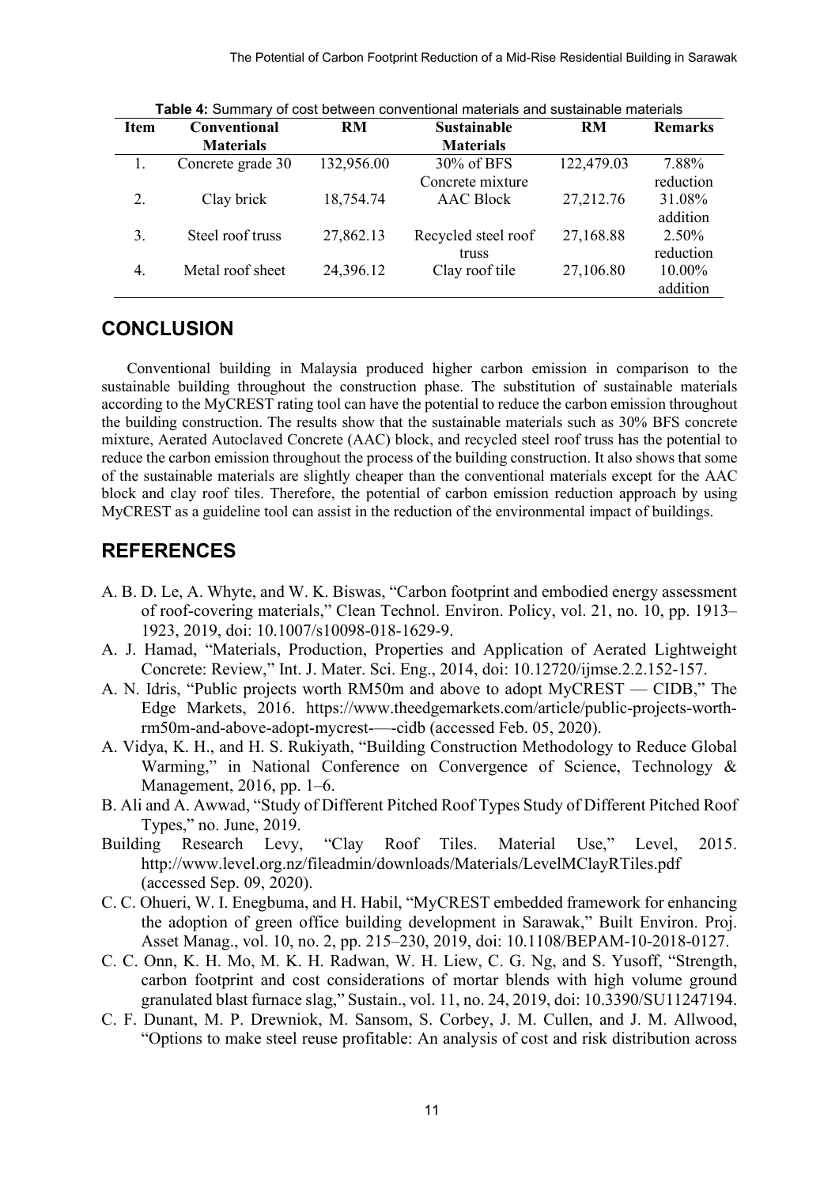**Table 4:** Summary of cost between conventional materials and sustainable materials

| Item | Conventional Materials | RM | Sustainable Materials | RM | Remarks |
|---|---|---|---|---|---|
| 1. | Concrete grade 30 | 132,956.00 | 30% of BFS Concrete mixture | 122,479.03 | 7.88% reduction |
| 2. | Clay brick | 18,754.74 | AAC Block | 27,212.76 | 31.08% addition |
| 3. | Steel roof truss | 27,862.13 | Recycled steel roof truss | 27,168.88 | 2.50% reduction |
| 4. | Metal roof sheet | 24,396.12 | Clay roof tile | 27,106.80 | 10.00% addition |

## CONCLUSION

Conventional building in Malaysia produced higher carbon emission in comparison to the sustainable building throughout the construction phase. The substitution of sustainable materials according to the MyCREST rating tool can have the potential to reduce the carbon emission throughout the building construction. The results show that the sustainable materials such as 30% BFS concrete mixture, Aerated Autoclaved Concrete (AAC) block, and recycled steel roof truss has the potential to reduce the carbon emission throughout the process of the building construction. It also shows that some of the sustainable materials are slightly cheaper than the conventional materials except for the AAC block and clay roof tiles. Therefore, the potential of carbon emission reduction approach by using MyCREST as a guideline tool can assist in the reduction of the environmental impact of buildings.

## REFERENCES

A. B. D. Le, A. Whyte, and W. K. Biswas, "Carbon footprint and embodied energy assessment of roof-covering materials," Clean Technol. Environ. Policy, vol. 21, no. 10, pp. 1913–1923, 2019, doi: 10.1007/s10098-018-1629-9.

A. J. Hamad, "Materials, Production, Properties and Application of Aerated Lightweight Concrete: Review," Int. J. Mater. Sci. Eng., 2014, doi: 10.12720/ijmse.2.2.152-157.

A. N. Idris, "Public projects worth RM50m and above to adopt MyCREST — CIDB," The Edge Markets, 2016. https://www.theedgemarkets.com/article/public-projects-worth-rm50m-and-above-adopt-mycrest-—-cidb (accessed Feb. 05, 2020).

A. Vidya, K. H., and H. S. Rukiyath, "Building Construction Methodology to Reduce Global Warming," in National Conference on Convergence of Science, Technology & Management, 2016, pp. 1–6.

B. Ali and A. Awwad, "Study of Different Pitched Roof Types Study of Different Pitched Roof Types," no. June, 2019.

Building Research Levy, "Clay Roof Tiles. Material Use," Level, 2015. http://www.level.org.nz/fileadmin/downloads/Materials/LevelMClayRTiles.pdf (accessed Sep. 09, 2020).

C. C. Ohueri, W. I. Enegbuma, and H. Habil, "MyCREST embedded framework for enhancing the adoption of green office building development in Sarawak," Built Environ. Proj. Asset Manag., vol. 10, no. 2, pp. 215–230, 2019, doi: 10.1108/BEPAM-10-2018-0127.

C. C. Onn, K. H. Mo, M. K. H. Radwan, W. H. Liew, C. G. Ng, and S. Yusoff, "Strength, carbon footprint and cost considerations of mortar blends with high volume ground granulated blast furnace slag," Sustain., vol. 11, no. 24, 2019, doi: 10.3390/SU11247194.

C. F. Dunant, M. P. Drewniok, M. Sansom, S. Corbey, J. M. Cullen, and J. M. Allwood, "Options to make steel reuse profitable: An analysis of cost and risk distribution across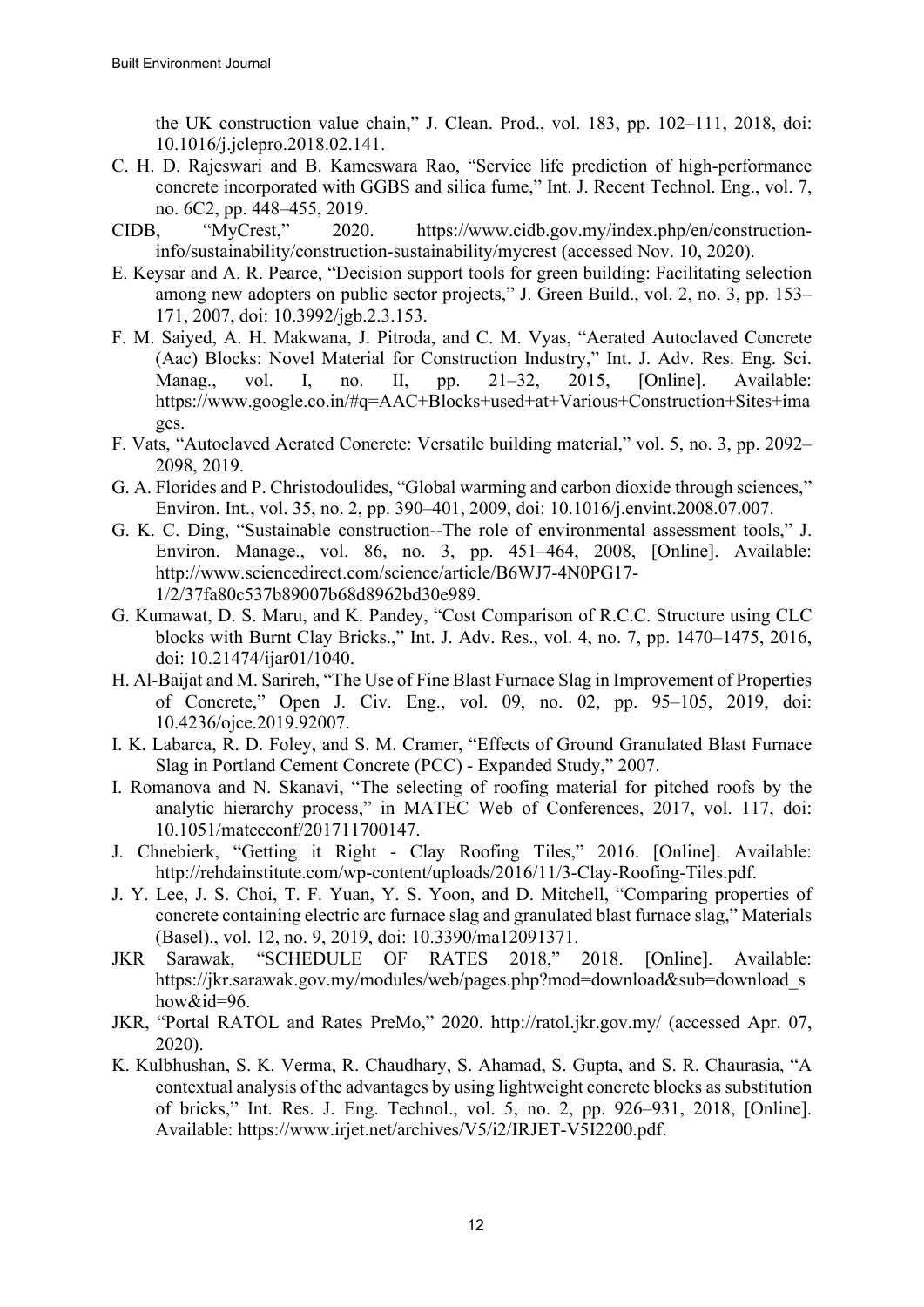the UK construction value chain," J. Clean. Prod., vol. 183, pp. 102–111, 2018, doi: 10.1016/j.jclepro.2018.02.141.

C. H. D. Rajeswari and B. Kameswara Rao, "Service life prediction of high-performance concrete incorporated with GGBS and silica fume," Int. J. Recent Technol. Eng., vol. 7, no. 6C2, pp. 448–455, 2019.

CIDB, "MyCrest," 2020. https://www.cidb.gov.my/index.php/en/construction-info/sustainability/construction-sustainability/mycrest (accessed Nov. 10, 2020).

E. Keysar and A. R. Pearce, "Decision support tools for green building: Facilitating selection among new adopters on public sector projects," J. Green Build., vol. 2, no. 3, pp. 153–171, 2007, doi: 10.3992/jgb.2.3.153.

F. M. Saiyed, A. H. Makwana, J. Pitroda, and C. M. Vyas, "Aerated Autoclaved Concrete (Aac) Blocks: Novel Material for Construction Industry," Int. J. Adv. Res. Eng. Sci. Manag., vol. I, no. II, pp. 21–32, 2015, [Online]. Available: https://www.google.co.in/#q=AAC+Blocks+used+at+Various+Construction+Sites+images.

F. Vats, "Autoclaved Aerated Concrete: Versatile building material," vol. 5, no. 3, pp. 2092–2098, 2019.

G. A. Florides and P. Christodoulides, "Global warming and carbon dioxide through sciences," Environ. Int., vol. 35, no. 2, pp. 390–401, 2009, doi: 10.1016/j.envint.2008.07.007.

G. K. C. Ding, "Sustainable construction--The role of environmental assessment tools," J. Environ. Manage., vol. 86, no. 3, pp. 451–464, 2008, [Online]. Available: http://www.sciencedirect.com/science/article/B6WJ7-4N0PG17-1/2/37fa80c537b89007b68d8962bd30e989.

G. Kumawat, D. S. Maru, and K. Pandey, "Cost Comparison of R.C.C. Structure using CLC blocks with Burnt Clay Bricks.," Int. J. Adv. Res., vol. 4, no. 7, pp. 1470–1475, 2016, doi: 10.21474/ijar01/1040.

H. Al-Baijat and M. Sarireh, "The Use of Fine Blast Furnace Slag in Improvement of Properties of Concrete," Open J. Civ. Eng., vol. 09, no. 02, pp. 95–105, 2019, doi: 10.4236/ojce.2019.92007.

I. K. Labarca, R. D. Foley, and S. M. Cramer, "Effects of Ground Granulated Blast Furnace Slag in Portland Cement Concrete (PCC) - Expanded Study," 2007.

I. Romanova and N. Skanavi, "The selecting of roofing material for pitched roofs by the analytic hierarchy process," in MATEC Web of Conferences, 2017, vol. 117, doi: 10.1051/matecconf/201711700147.

J. Chnebierk, "Getting it Right - Clay Roofing Tiles," 2016. [Online]. Available: http://rehdainstitute.com/wp-content/uploads/2016/11/3-Clay-Roofing-Tiles.pdf.

J. Y. Lee, J. S. Choi, T. F. Yuan, Y. S. Yoon, and D. Mitchell, "Comparing properties of concrete containing electric arc furnace slag and granulated blast furnace slag," Materials (Basel)., vol. 12, no. 9, 2019, doi: 10.3390/ma12091371.

JKR Sarawak, "SCHEDULE OF RATES 2018," 2018. [Online]. Available: https://jkr.sarawak.gov.my/modules/web/pages.php?mod=download&sub=download_show&id=96.

JKR, "Portal RATOL and Rates PreMo," 2020. http://ratol.jkr.gov.my/ (accessed Apr. 07, 2020).

K. Kulbhushan, S. K. Verma, R. Chaudhary, S. Ahamad, S. Gupta, and S. R. Chaurasia, "A contextual analysis of the advantages by using lightweight concrete blocks as substitution of bricks," Int. Res. J. Eng. Technol., vol. 5, no. 2, pp. 926–931, 2018, [Online]. Available: https://www.irjet.net/archives/V5/i2/IRJET-V5I2200.pdf.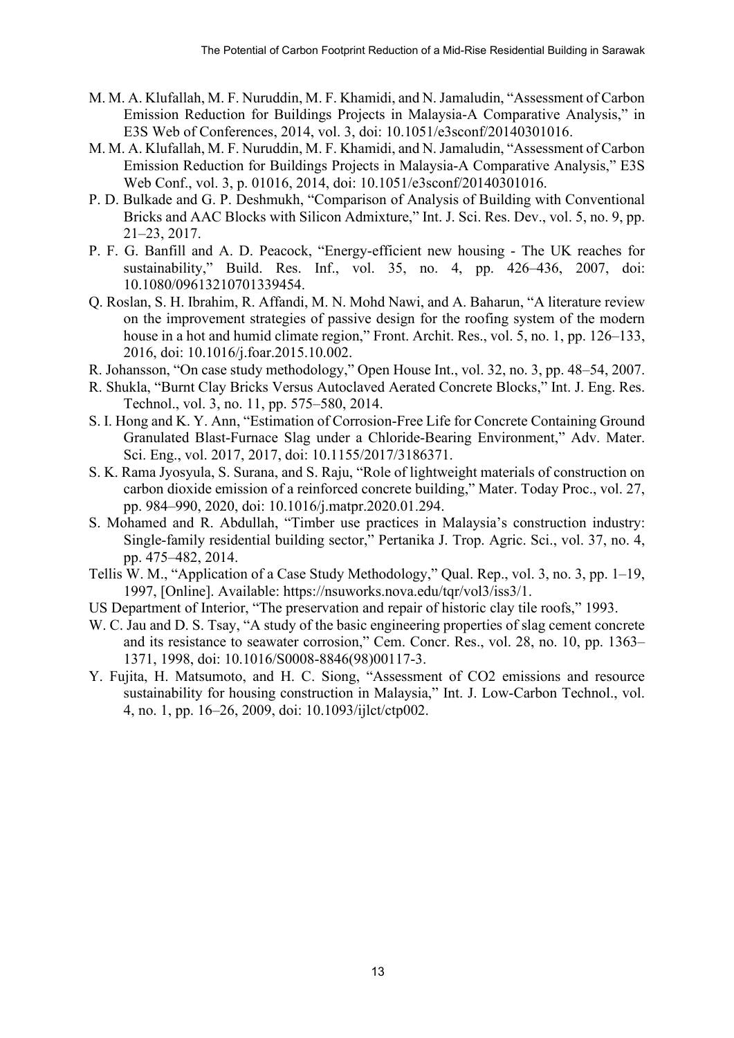M. M. A. Klufallah, M. F. Nuruddin, M. F. Khamidi, and N. Jamaludin, "Assessment of Carbon Emission Reduction for Buildings Projects in Malaysia-A Comparative Analysis," in E3S Web of Conferences, 2014, vol. 3, doi: 10.1051/e3sconf/20140301016.

M. M. A. Klufallah, M. F. Nuruddin, M. F. Khamidi, and N. Jamaludin, "Assessment of Carbon Emission Reduction for Buildings Projects in Malaysia-A Comparative Analysis," E3S Web Conf., vol. 3, p. 01016, 2014, doi: 10.1051/e3sconf/20140301016.

P. D. Bulkade and G. P. Deshmukh, "Comparison of Analysis of Building with Conventional Bricks and AAC Blocks with Silicon Admixture," Int. J. Sci. Res. Dev., vol. 5, no. 9, pp. 21–23, 2017.

P. F. G. Banfill and A. D. Peacock, "Energy-efficient new housing - The UK reaches for sustainability," Build. Res. Inf., vol. 35, no. 4, pp. 426–436, 2007, doi: 10.1080/09613210701339454.

Q. Roslan, S. H. Ibrahim, R. Affandi, M. N. Mohd Nawi, and A. Baharun, "A literature review on the improvement strategies of passive design for the roofing system of the modern house in a hot and humid climate region," Front. Archit. Res., vol. 5, no. 1, pp. 126–133, 2016, doi: 10.1016/j.foar.2015.10.002.

R. Johansson, "On case study methodology," Open House Int., vol. 32, no. 3, pp. 48–54, 2007.

R. Shukla, "Burnt Clay Bricks Versus Autoclaved Aerated Concrete Blocks," Int. J. Eng. Res. Technol., vol. 3, no. 11, pp. 575–580, 2014.

S. I. Hong and K. Y. Ann, "Estimation of Corrosion-Free Life for Concrete Containing Ground Granulated Blast-Furnace Slag under a Chloride-Bearing Environment," Adv. Mater. Sci. Eng., vol. 2017, 2017, doi: 10.1155/2017/3186371.

S. K. Rama Jyosyula, S. Surana, and S. Raju, "Role of lightweight materials of construction on carbon dioxide emission of a reinforced concrete building," Mater. Today Proc., vol. 27, pp. 984–990, 2020, doi: 10.1016/j.matpr.2020.01.294.

S. Mohamed and R. Abdullah, "Timber use practices in Malaysia's construction industry: Single-family residential building sector," Pertanika J. Trop. Agric. Sci., vol. 37, no. 4, pp. 475–482, 2014.

Tellis W. M., "Application of a Case Study Methodology," Qual. Rep., vol. 3, no. 3, pp. 1–19, 1997, [Online]. Available: https://nsuworks.nova.edu/tqr/vol3/iss3/1.

US Department of Interior, "The preservation and repair of historic clay tile roofs," 1993.

W. C. Jau and D. S. Tsay, "A study of the basic engineering properties of slag cement concrete and its resistance to seawater corrosion," Cem. Concr. Res., vol. 28, no. 10, pp. 1363–1371, 1998, doi: 10.1016/S0008-8846(98)00117-3.

Y. Fujita, H. Matsumoto, and H. C. Siong, "Assessment of CO2 emissions and resource sustainability for housing construction in Malaysia," Int. J. Low-Carbon Technol., vol. 4, no. 1, pp. 16–26, 2009, doi: 10.1093/ijlct/ctp002.